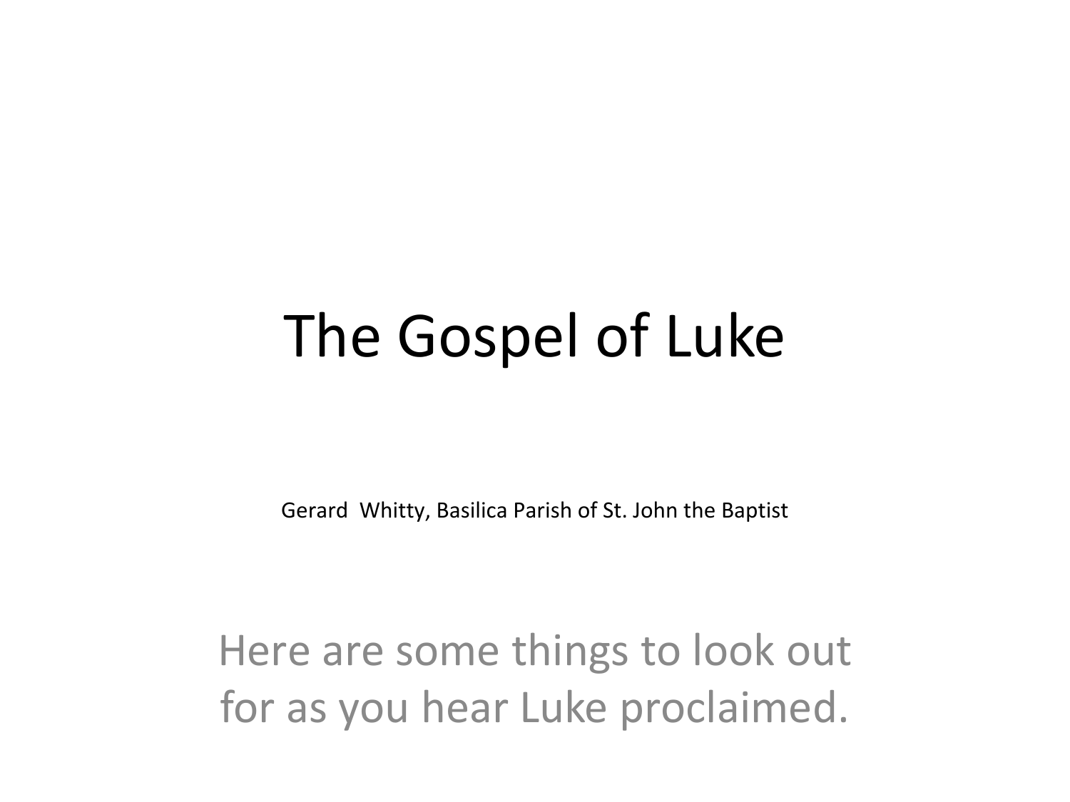# The Gospel of Luke

Gerard Whitty, Basilica Parish of St. John the Baptist

Here are some things to look out for as you hear Luke proclaimed.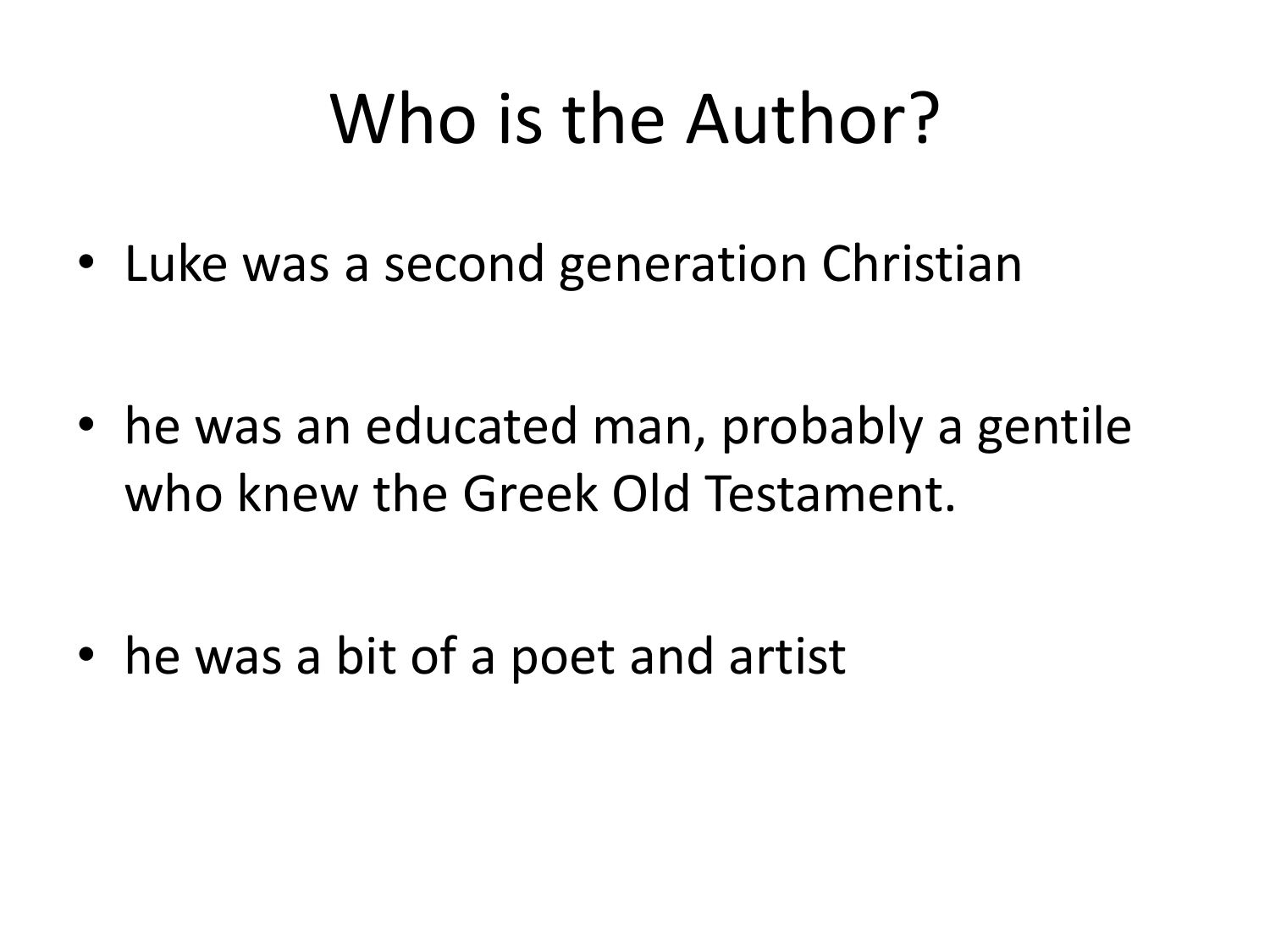# Who is the Author?

- Luke was a second generation Christian
- he was an educated man, probably a gentile who knew the Greek Old Testament.
- he was a bit of a poet and artist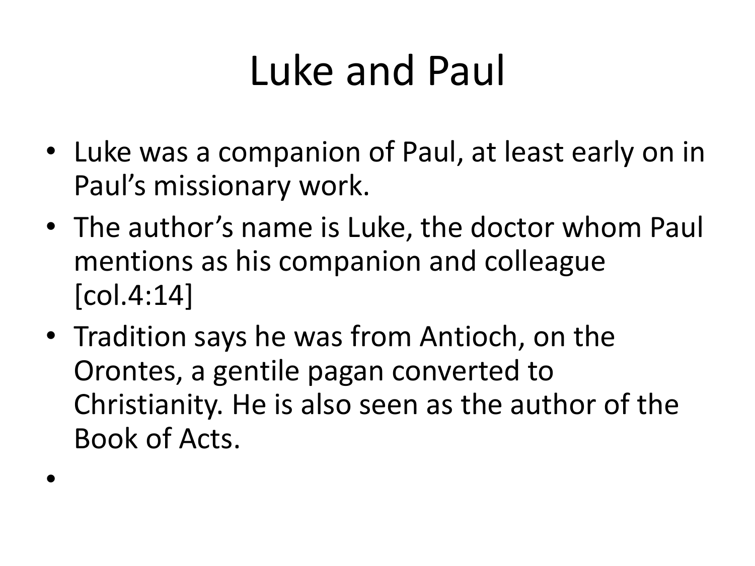# Luke and Paul

- Luke was a companion of Paul, at least early on in Paul's missionary work.
- The author's name is Luke, the doctor whom Paul mentions as his companion and colleague [col.4:14]
- Tradition says he was from Antioch, on the Orontes, a gentile pagan converted to Christianity. He is also seen as the author of the Book of Acts.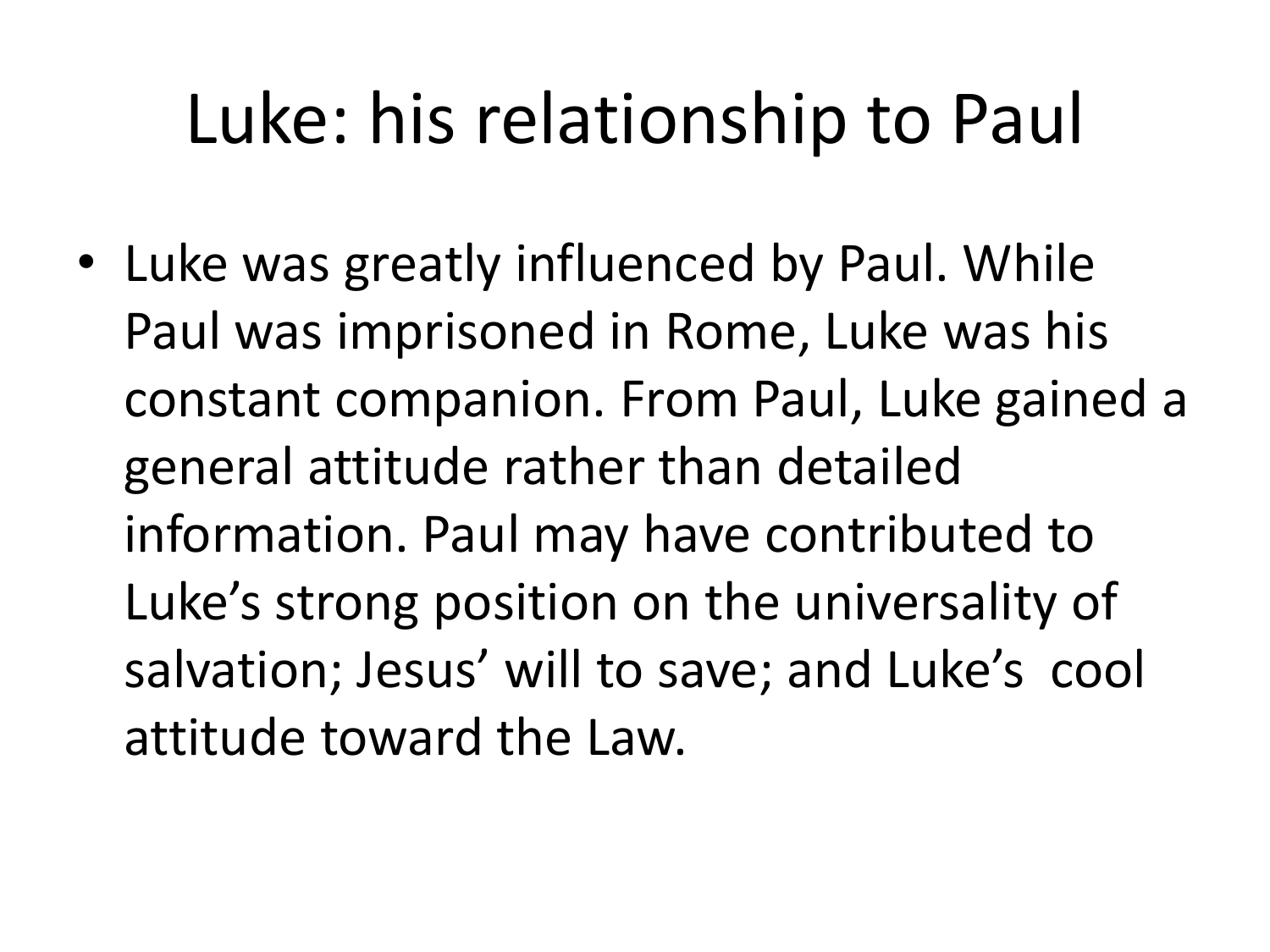# Luke: his relationship to Paul

- Luke was greatly influenced by Paul. While Paul was imprisoned in Rome, Luke was his constant companion. From Paul, Luke gained a general attitude rather than detailed information. Paul may have contributed to Luke's strong position on the universality of salvation; Jesus' will to save; and Luke's cool attitude toward the Law.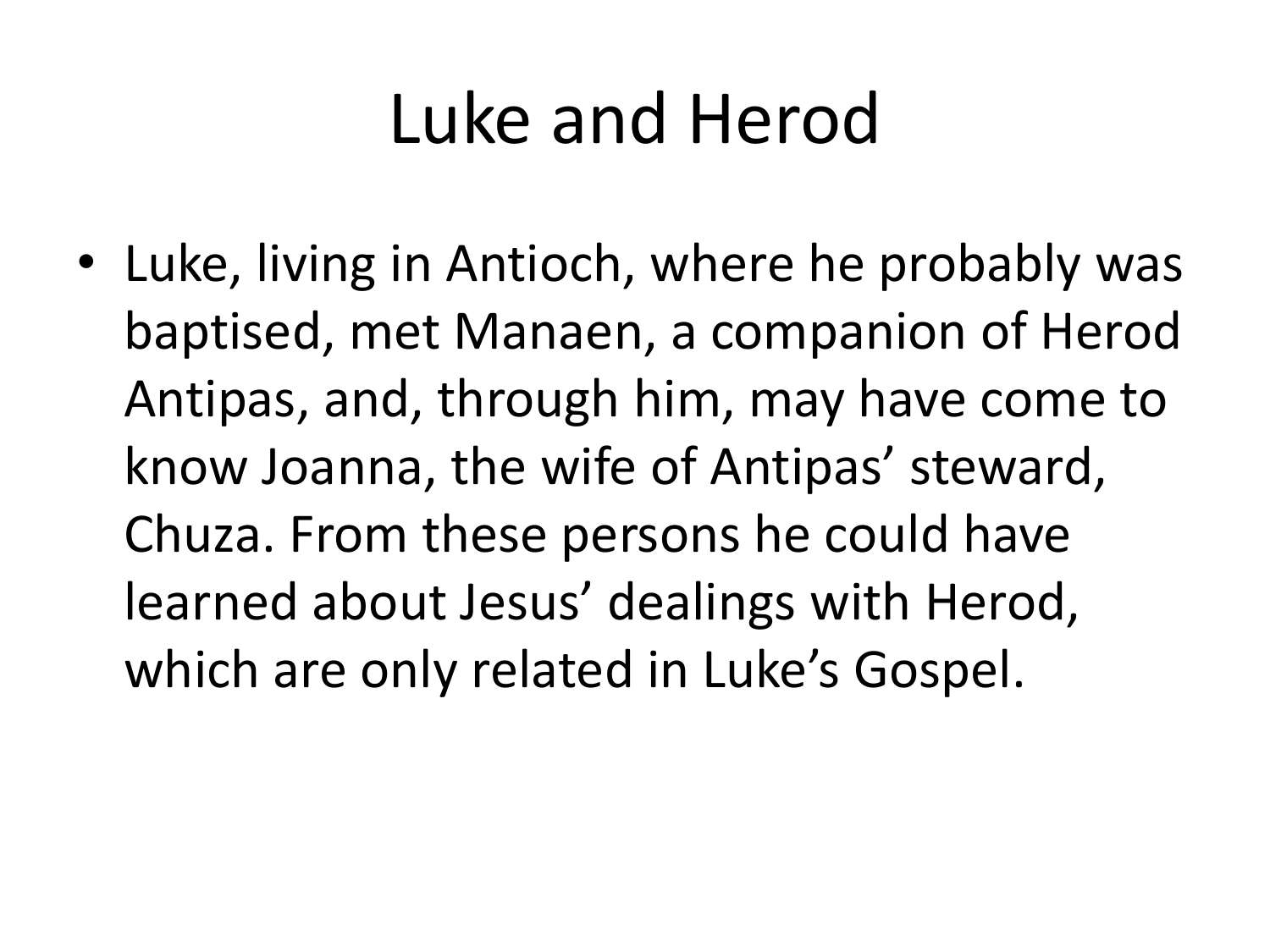# Luke and Herod

- Luke, living in Antioch, where he probably was baptised, met Manaen, a companion of Herod Antipas, and, through him, may have come to know Joanna, the wife of Antipas' steward, Chuza. From these persons he could have learned about Jesus' dealings with Herod, which are only related in Luke's Gospel.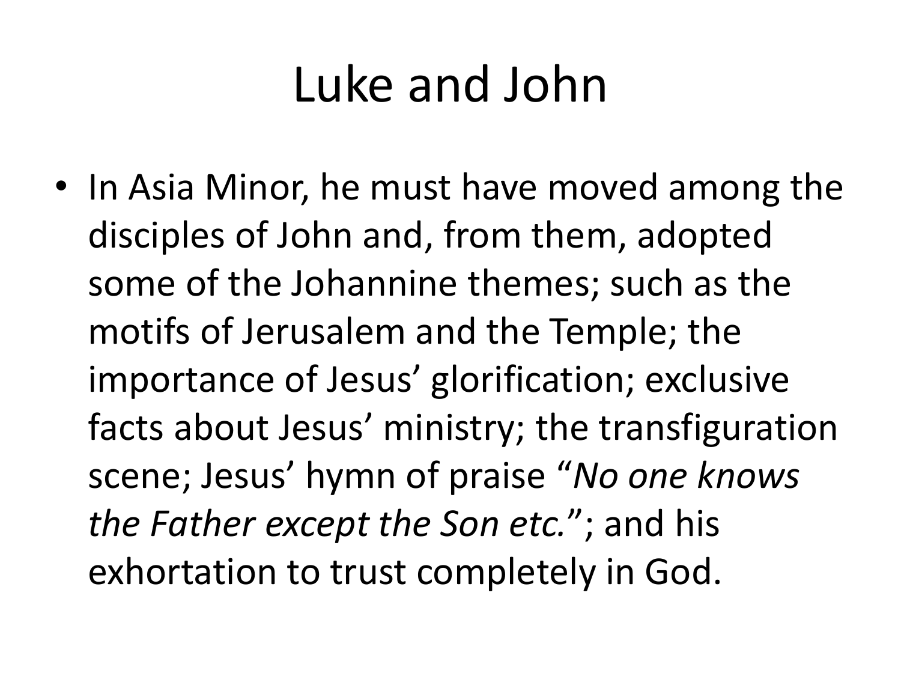# Luke and John

- In Asia Minor, he must have moved among the disciples of John and, from them, adopted some of the Johannine themes; such as the motifs of Jerusalem and the Temple; the importance of Jesus' glorification; exclusive facts about Jesus' ministry; the transfiguration scene; Jesus' hymn of praise "*No one knows the Father except the Son etc.*"; and his exhortation to trust completely in God.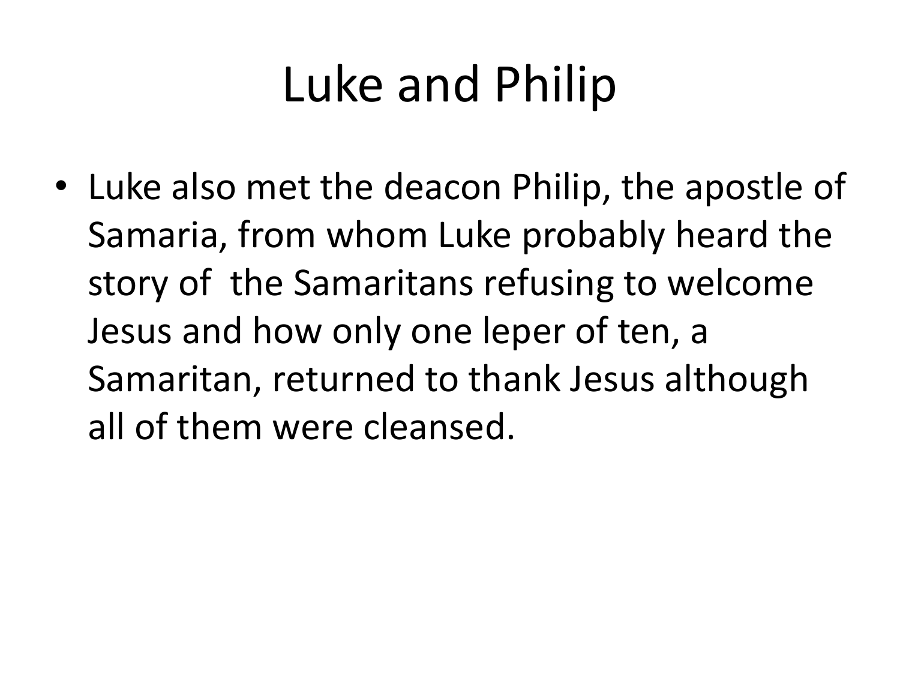# Luke and Philip

- Luke also met the deacon Philip, the apostle of Samaria, from whom Luke probably heard the story of the Samaritans refusing to welcome Jesus and how only one leper of ten, a Samaritan, returned to thank Jesus although all of them were cleansed.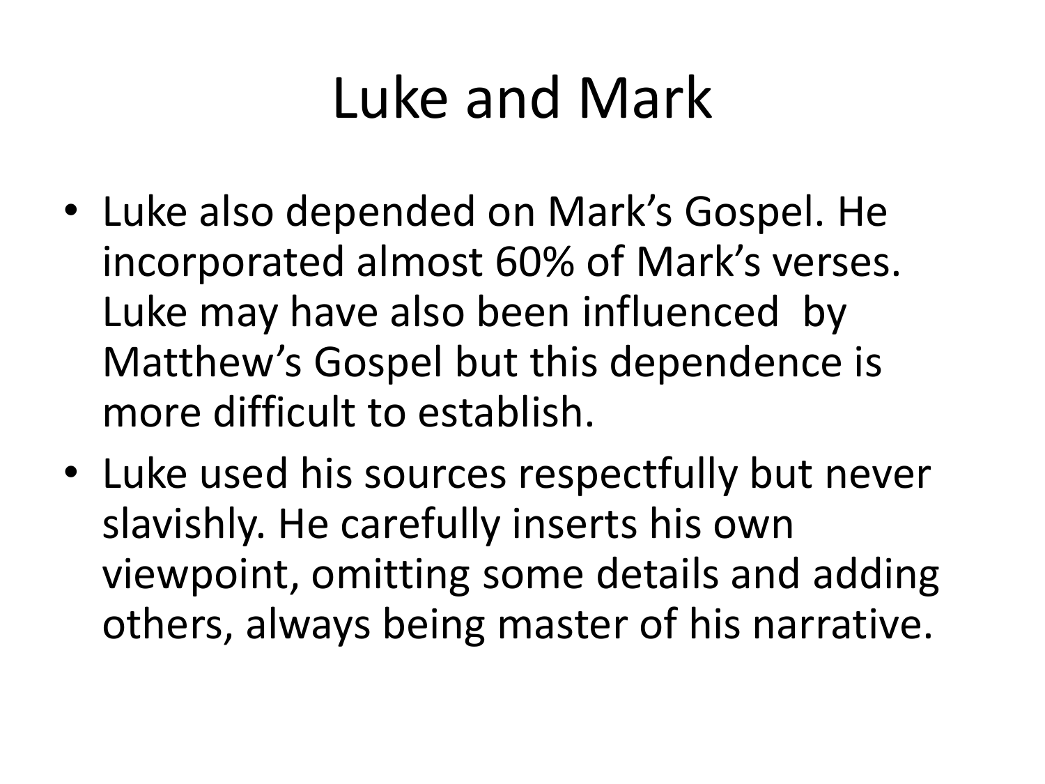# Luke and Mark

- Luke also depended on Mark's Gospel. He incorporated almost 60% of Mark's verses. Luke may have also been influenced by Matthew's Gospel but this dependence is more difficult to establish.
- Luke used his sources respectfully but never slavishly. He carefully inserts his own viewpoint, omitting some details and adding others, always being master of his narrative.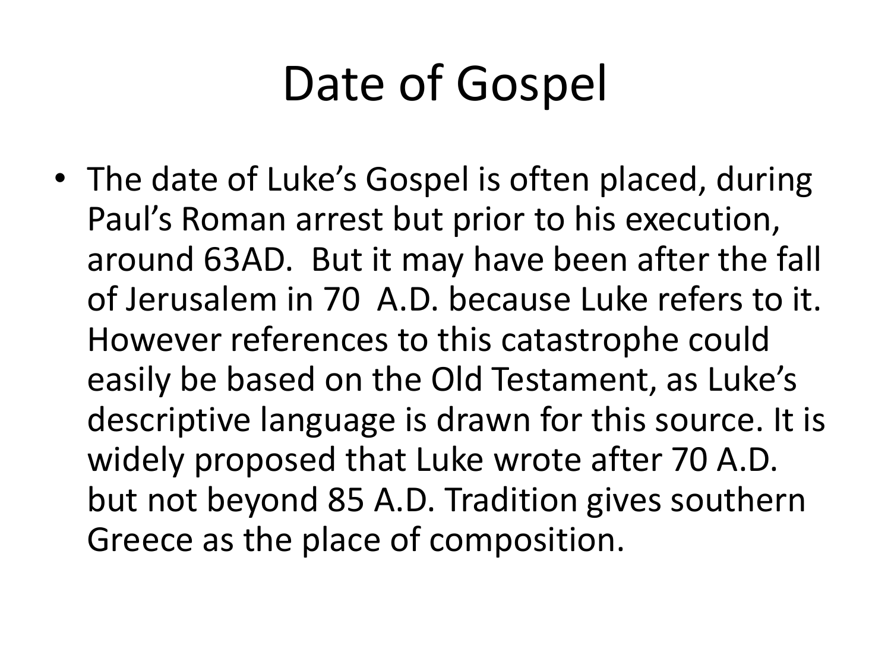# Date of Gospel

- The date of Luke's Gospel is often placed, during Paul's Roman arrest but prior to his execution, around 63AD. But it may have been after the fall of Jerusalem in 70 A.D. because Luke refers to it. However references to this catastrophe could easily be based on the Old Testament, as Luke's descriptive language is drawn for this source. It is widely proposed that Luke wrote after 70 A.D. but not beyond 85 A.D. Tradition gives southern Greece as the place of composition.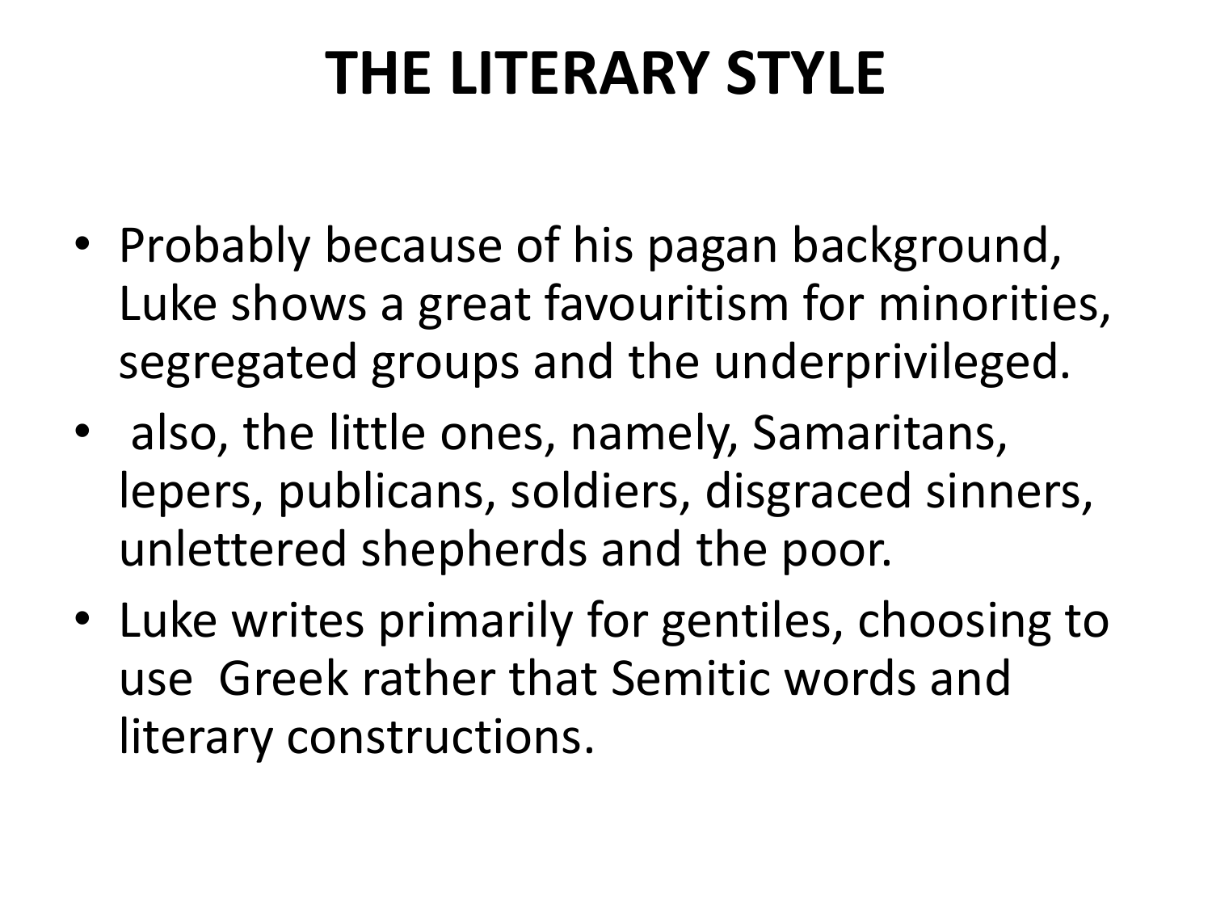# THE LITERARY STYLE

- Probably because of his pagan background, Luke shows a great favouritism for minorities, segregated groups and the underprivileged.
- also, the little ones, namely, Samaritans, lepers, publicans, soldiers, disgraced sinners, unlettered shepherds and the poor.
- Luke writes primarily for gentiles, choosing to use Greek rather that Semitic words and literary constructions.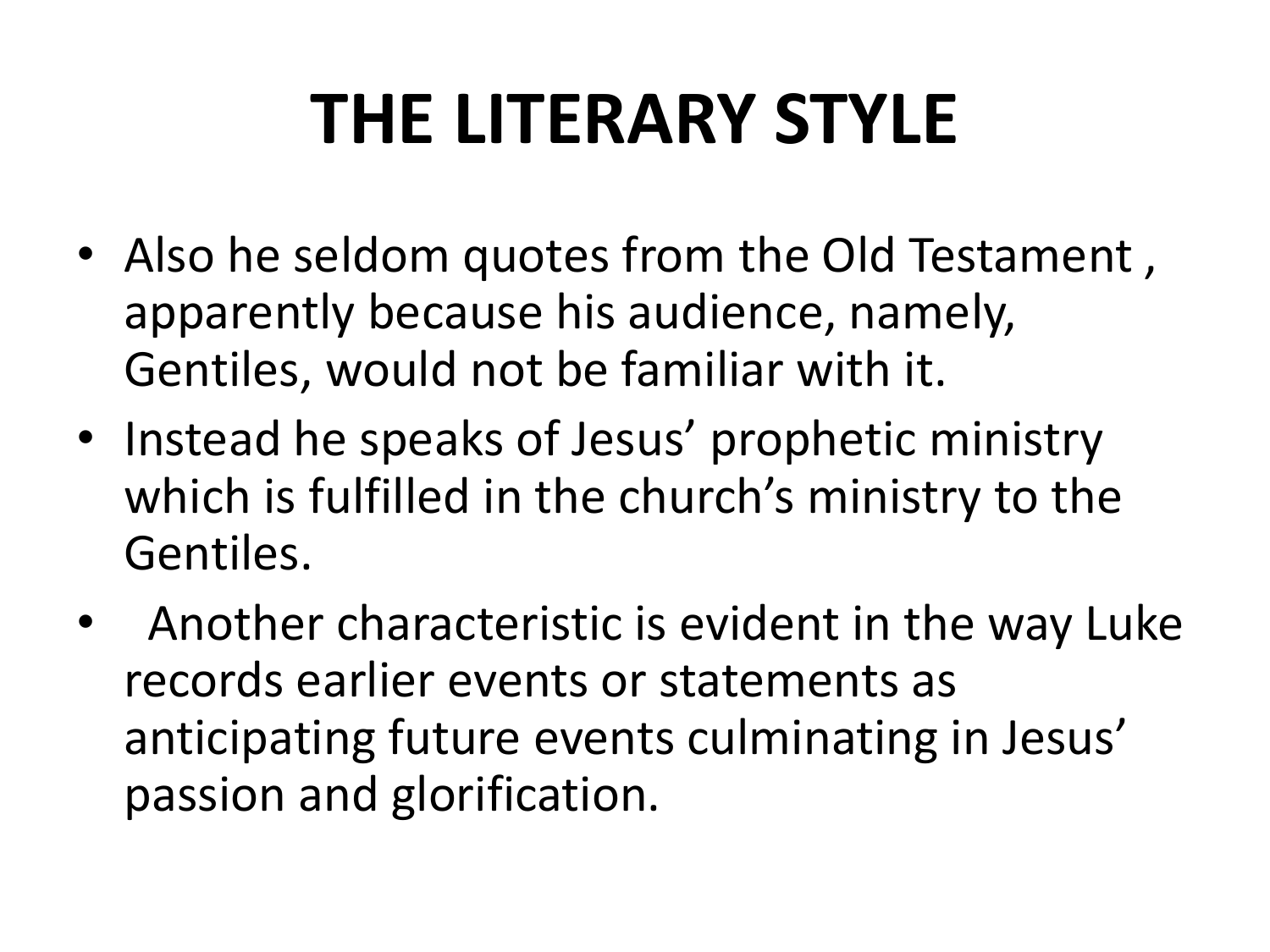# THE LITERARY STYLE

- Also he seldom quotes from the Old Testament , apparently because his audience, namely, Gentiles, would not be familiar with it.
- Instead he speaks of Jesus' prophetic ministry which is fulfilled in the church's ministry to the Gentiles.
- Another characteristic is evident in the way Luke records earlier events or statements as anticipating future events culminating in Jesus' passion and glorification.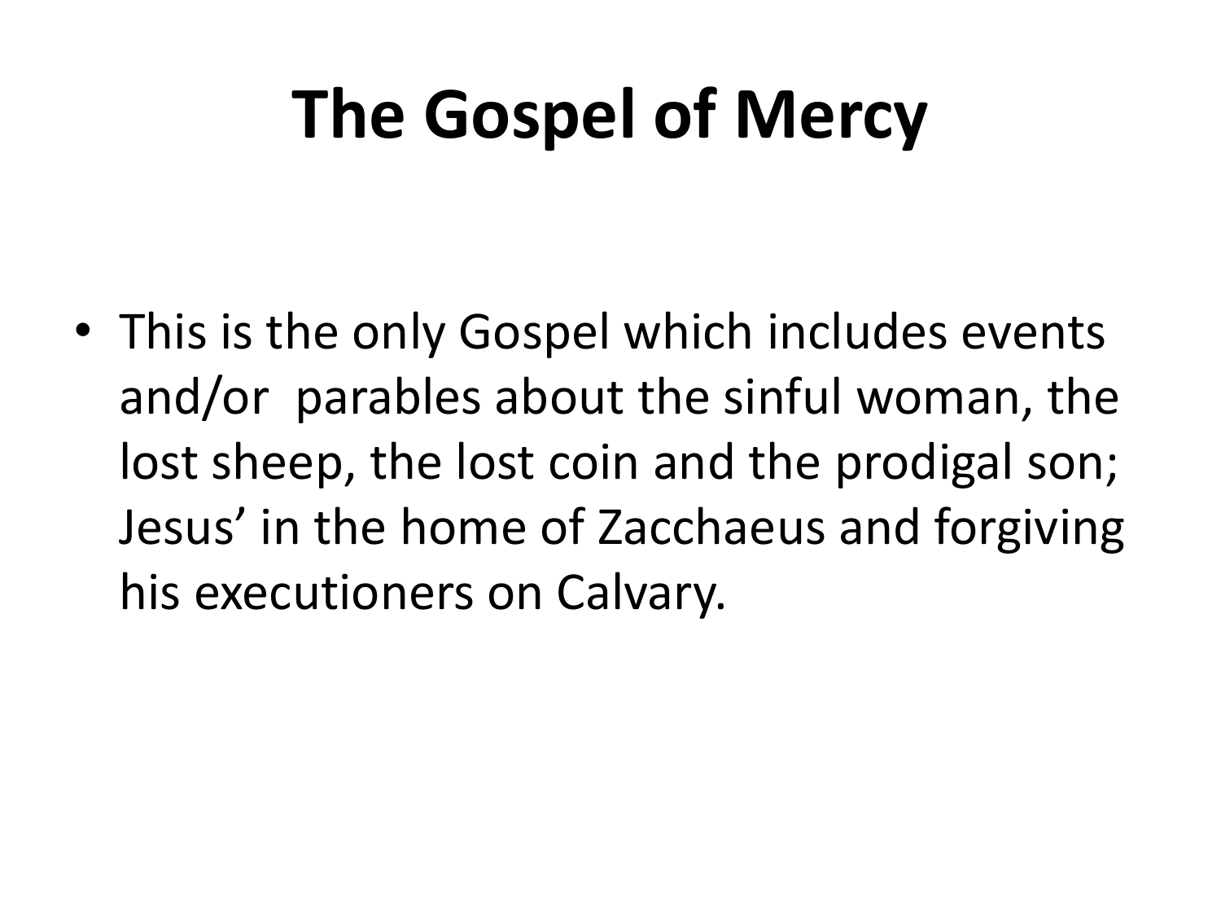# The Gospel of Mercy

- This is the only Gospel which includes events and/or parables about the sinful woman, the lost sheep, the lost coin and the prodigal son; Jesus' in the home of Zacchaeus and forgiving his executioners on Calvary.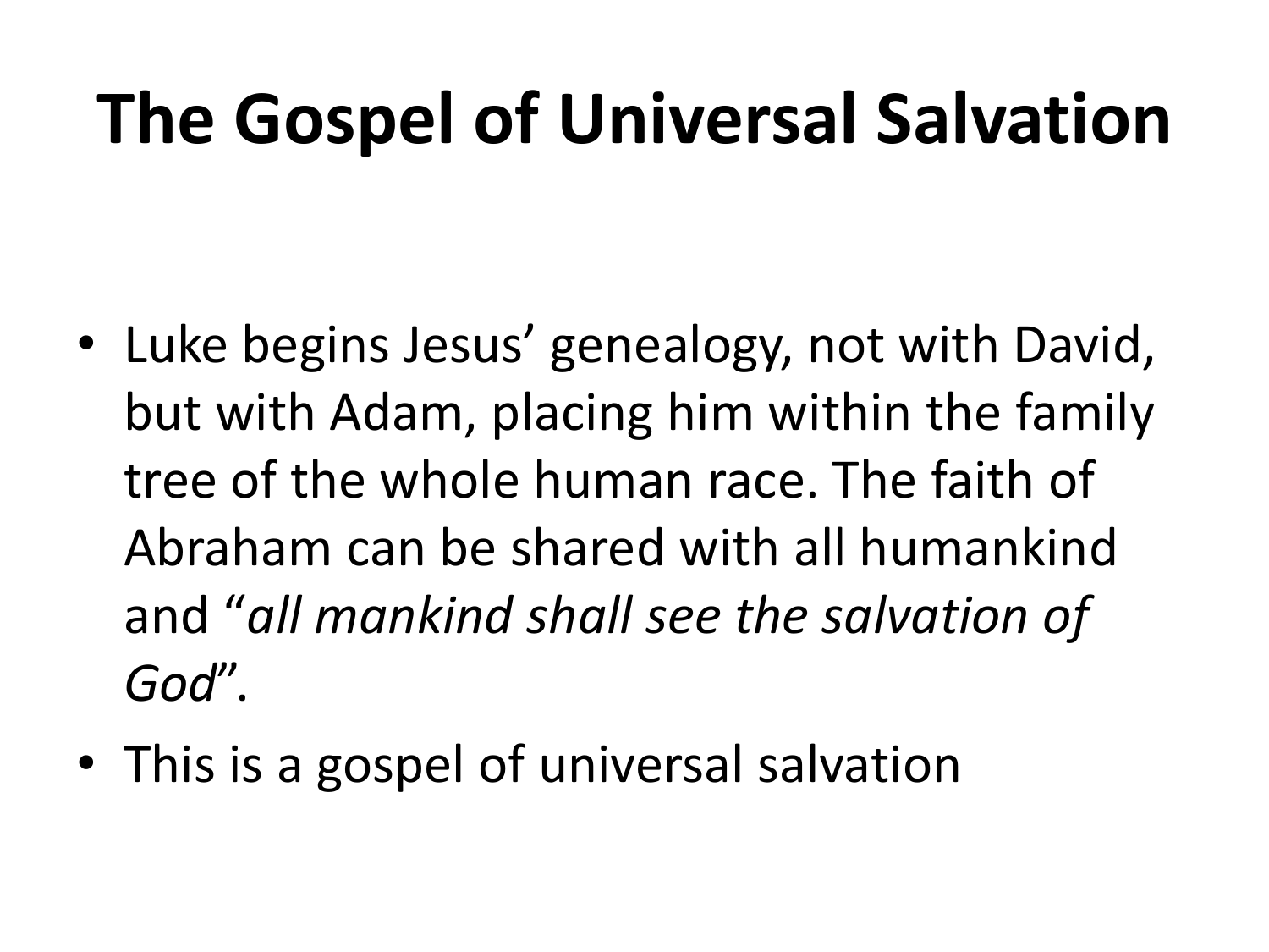# The Gospel of Universal Salvation

- Luke begins Jesus' genealogy, not with David, but with Adam, placing him within the family tree of the whole human race. The faith of Abraham can be shared with all humankind and "*all mankind shall see the salvation of God*".
- This is a gospel of universal salvation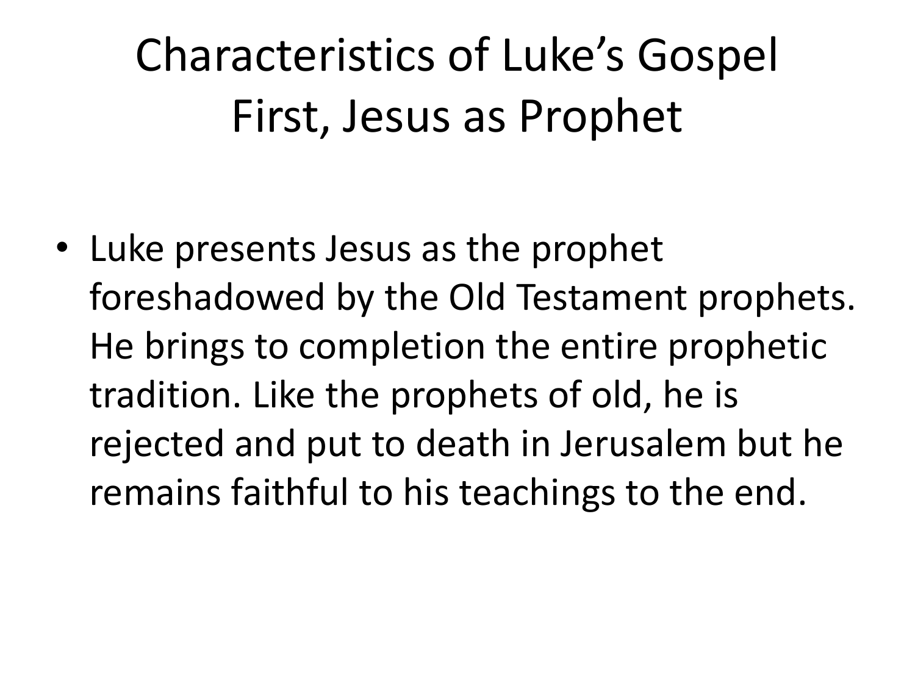# Characteristics of Luke's Gospel
# First, Jesus as Prophet

- Luke presents Jesus as the prophet foreshadowed by the Old Testament prophets. He brings to completion the entire prophetic tradition. Like the prophets of old, he is rejected and put to death in Jerusalem but he remains faithful to his teachings to the end.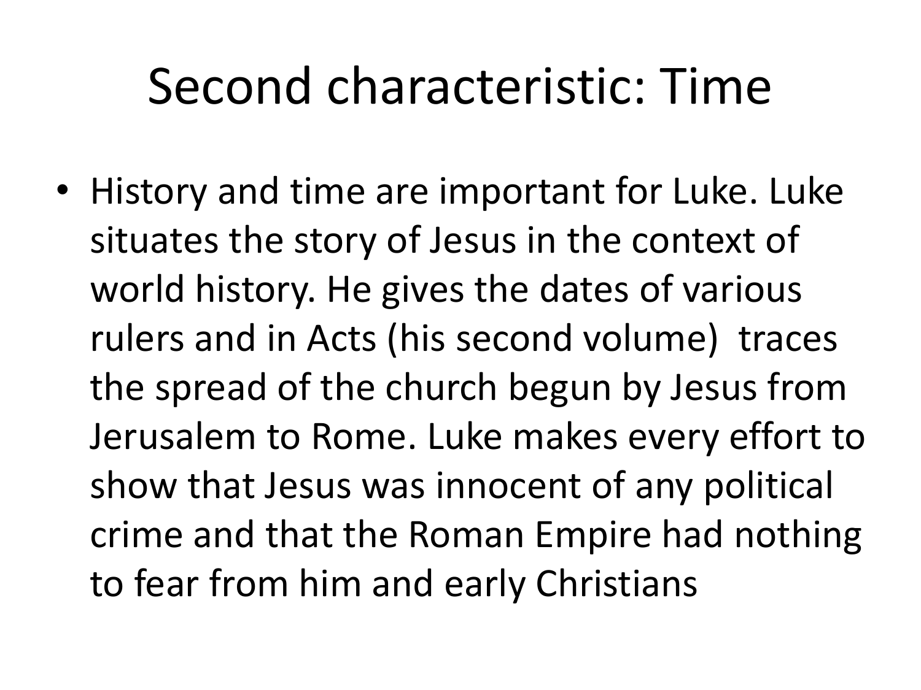# Second characteristic: Time

- History and time are important for Luke. Luke situates the story of Jesus in the context of world history. He gives the dates of various rulers and in Acts (his second volume) traces the spread of the church begun by Jesus from Jerusalem to Rome. Luke makes every effort to show that Jesus was innocent of any political crime and that the Roman Empire had nothing to fear from him and early Christians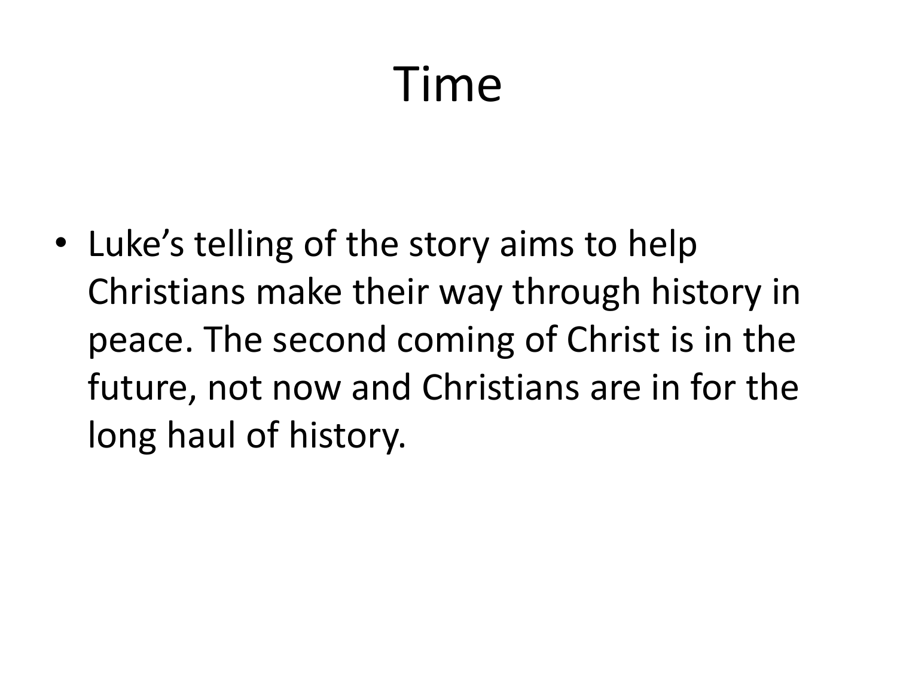# Time

- Luke’s telling of the story aims to help Christians make their way through history in peace. The second coming of Christ is in the future, not now and Christians are in for the long haul of history.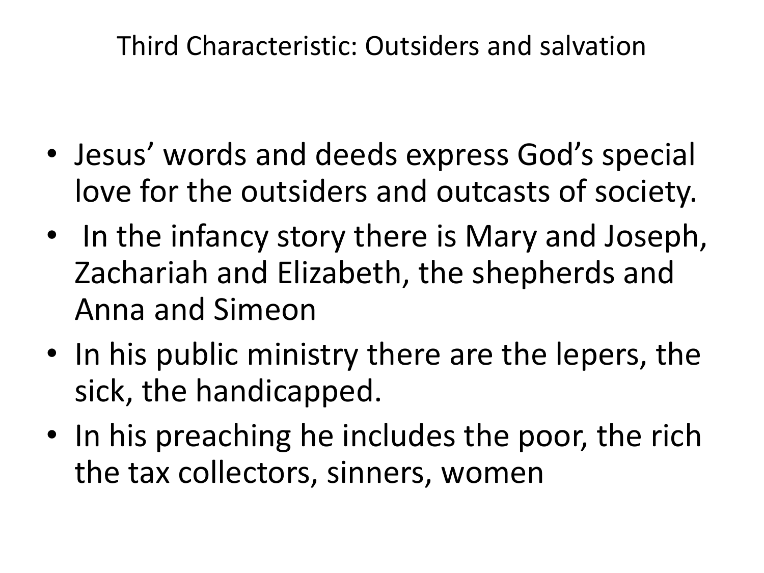## Third Characteristic: Outsiders and salvation

- Jesus' words and deeds express God's special love for the outsiders and outcasts of society.
- In the infancy story there is Mary and Joseph, Zachariah and Elizabeth, the shepherds and Anna and Simeon
- In his public ministry there are the lepers, the sick, the handicapped.
- In his preaching he includes the poor, the rich the tax collectors, sinners, women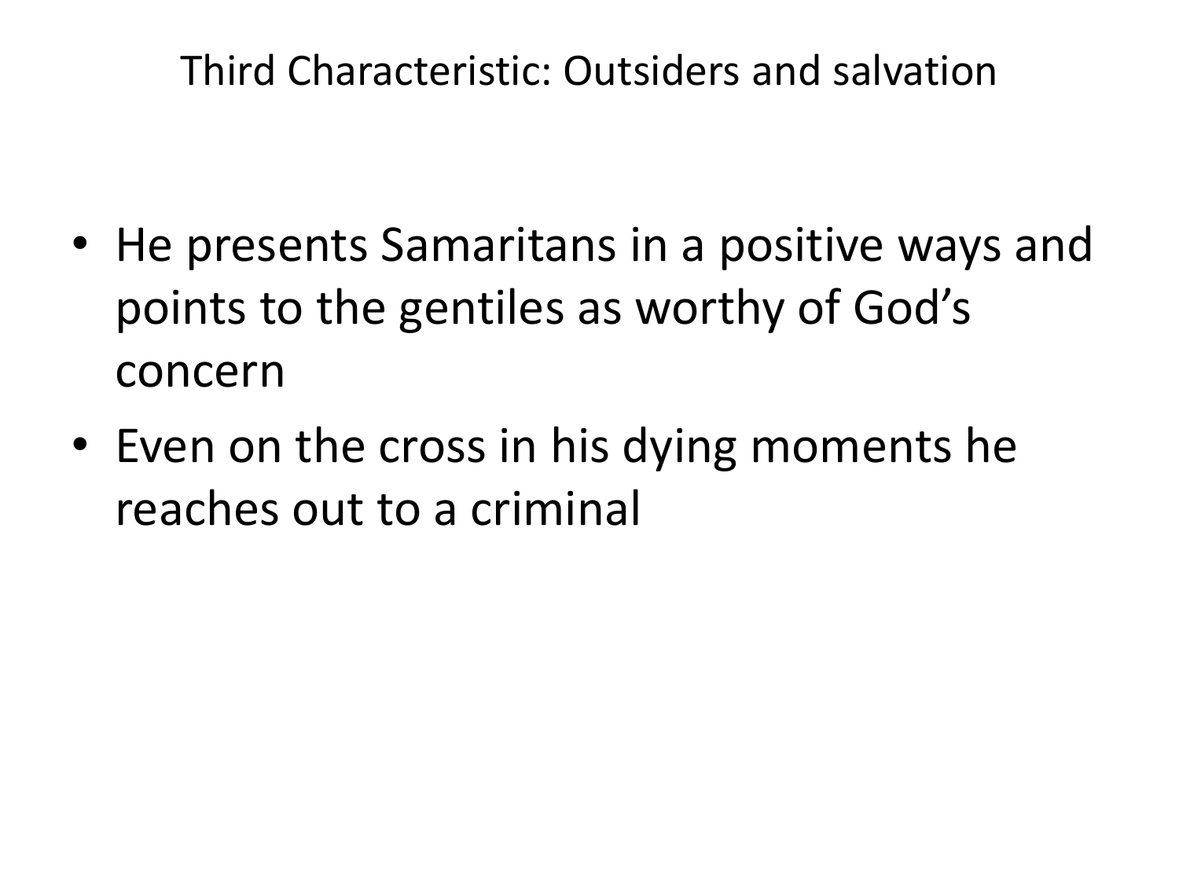# Third Characteristic: Outsiders and salvation

- He presents Samaritans in a positive ways and points to the gentiles as worthy of God's concern
- Even on the cross in his dying moments he reaches out to a criminal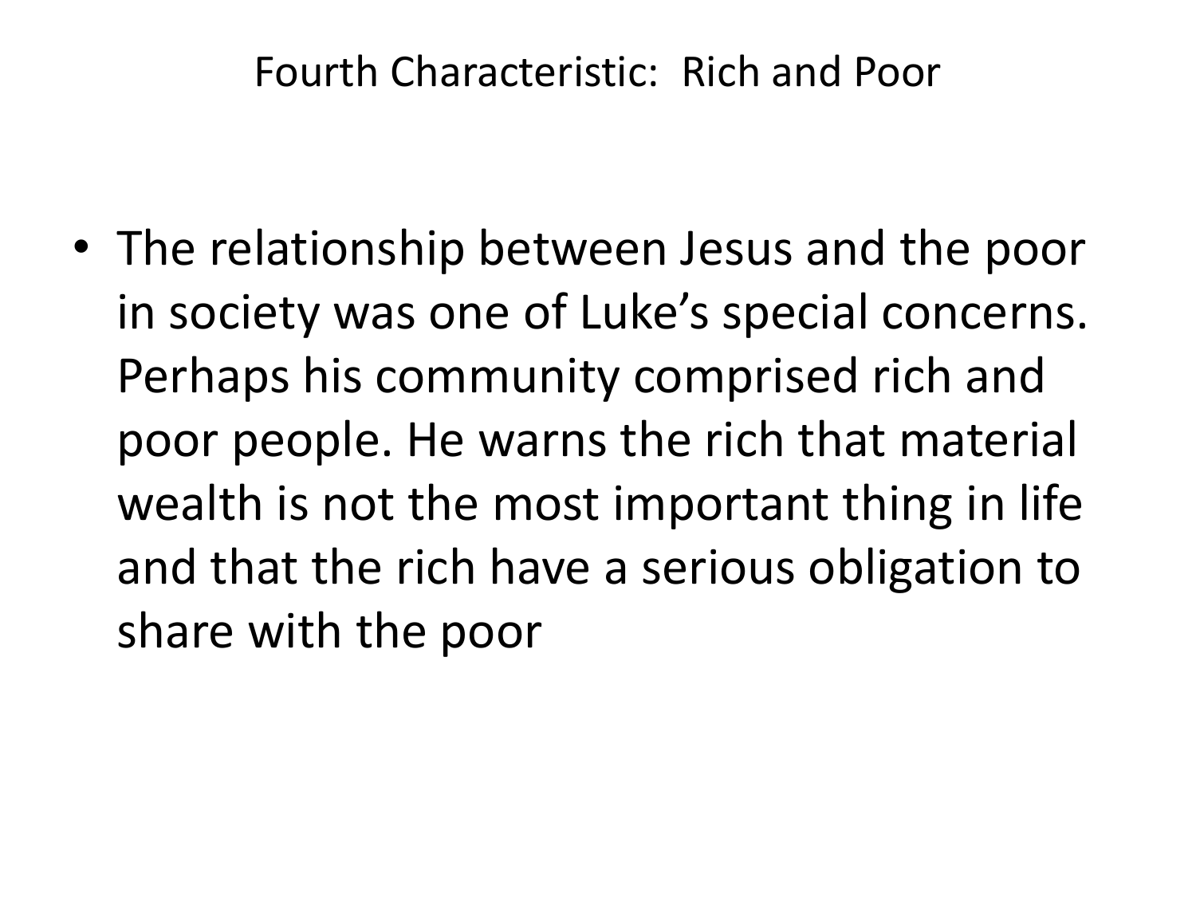# Fourth Characteristic: Rich and Poor

- The relationship between Jesus and the poor in society was one of Luke’s special concerns. Perhaps his community comprised rich and poor people. He warns the rich that material wealth is not the most important thing in life and that the rich have a serious obligation to share with the poor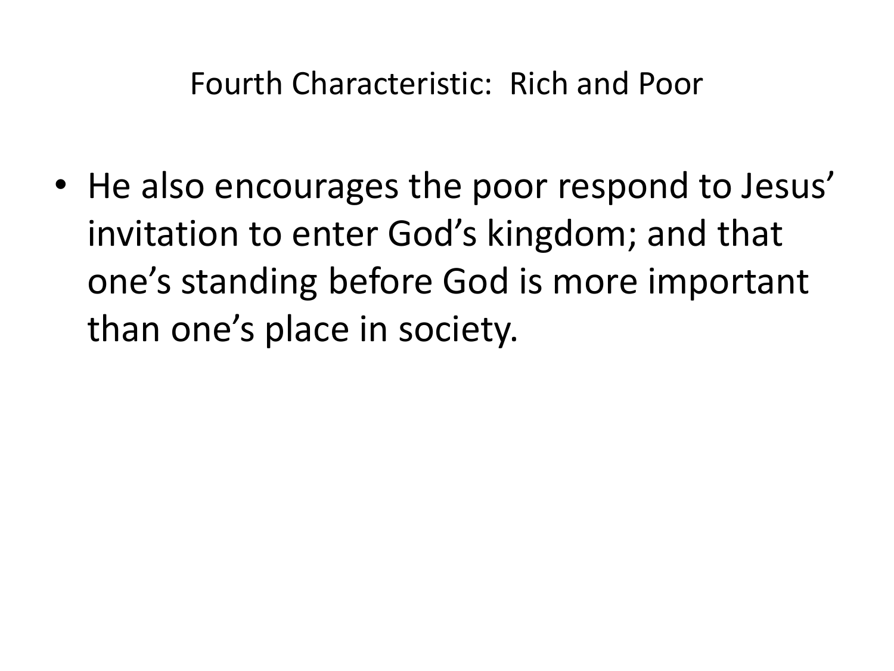# Fourth Characteristic: Rich and Poor

- He also encourages the poor respond to Jesus' invitation to enter God's kingdom; and that one's standing before God is more important than one's place in society.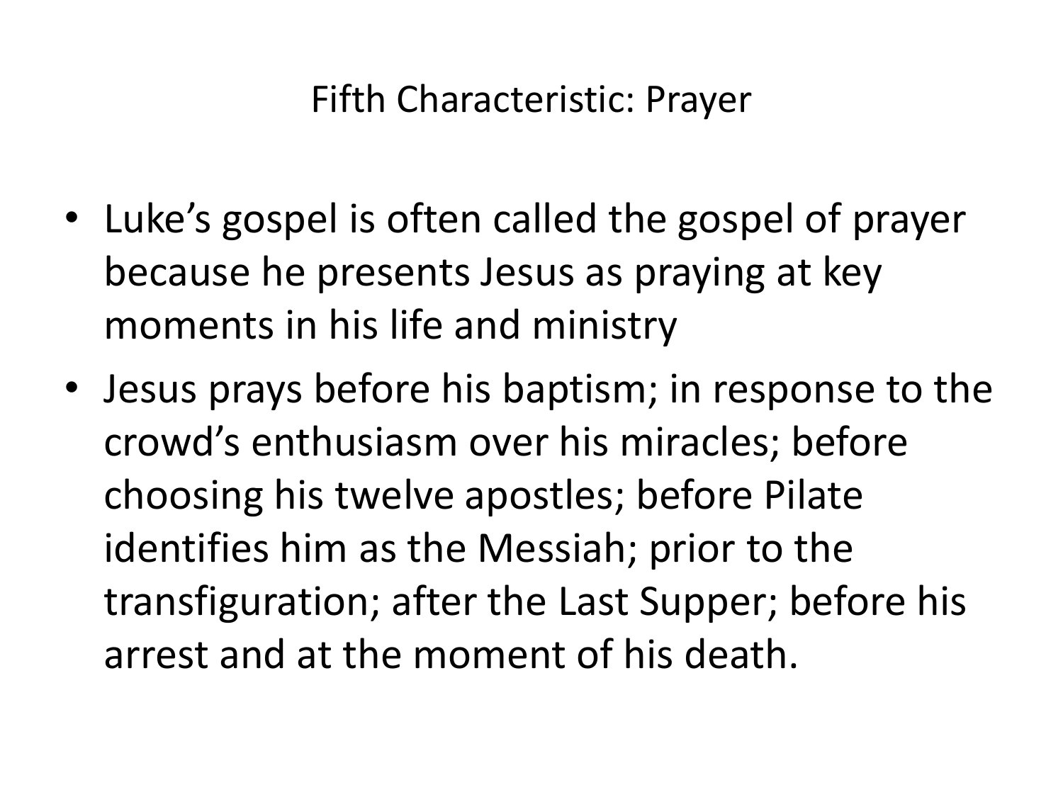# Fifth Characteristic: Prayer

- Luke's gospel is often called the gospel of prayer because he presents Jesus as praying at key moments in his life and ministry
- Jesus prays before his baptism; in response to the crowd's enthusiasm over his miracles; before choosing his twelve apostles; before Pilate identifies him as the Messiah; prior to the transfiguration; after the Last Supper; before his arrest and at the moment of his death.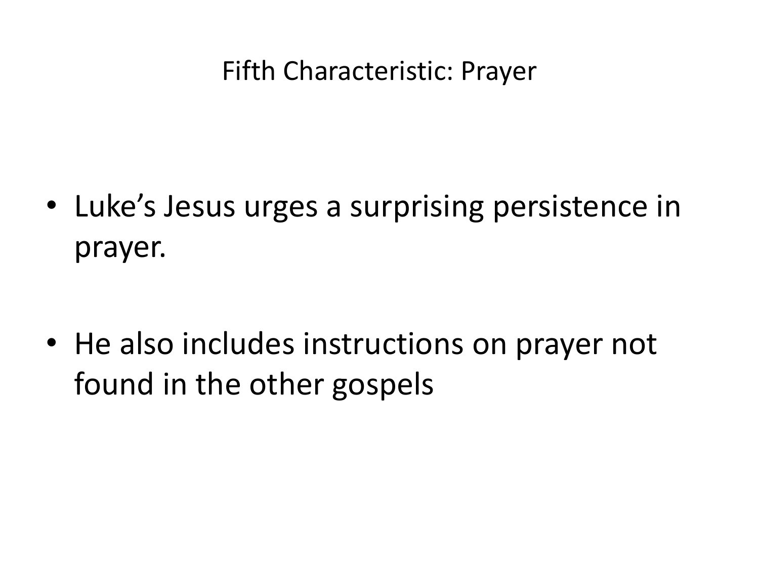# Fifth Characteristic: Prayer

- Luke’s Jesus urges a surprising persistence in prayer.
- He also includes instructions on prayer not found in the other gospels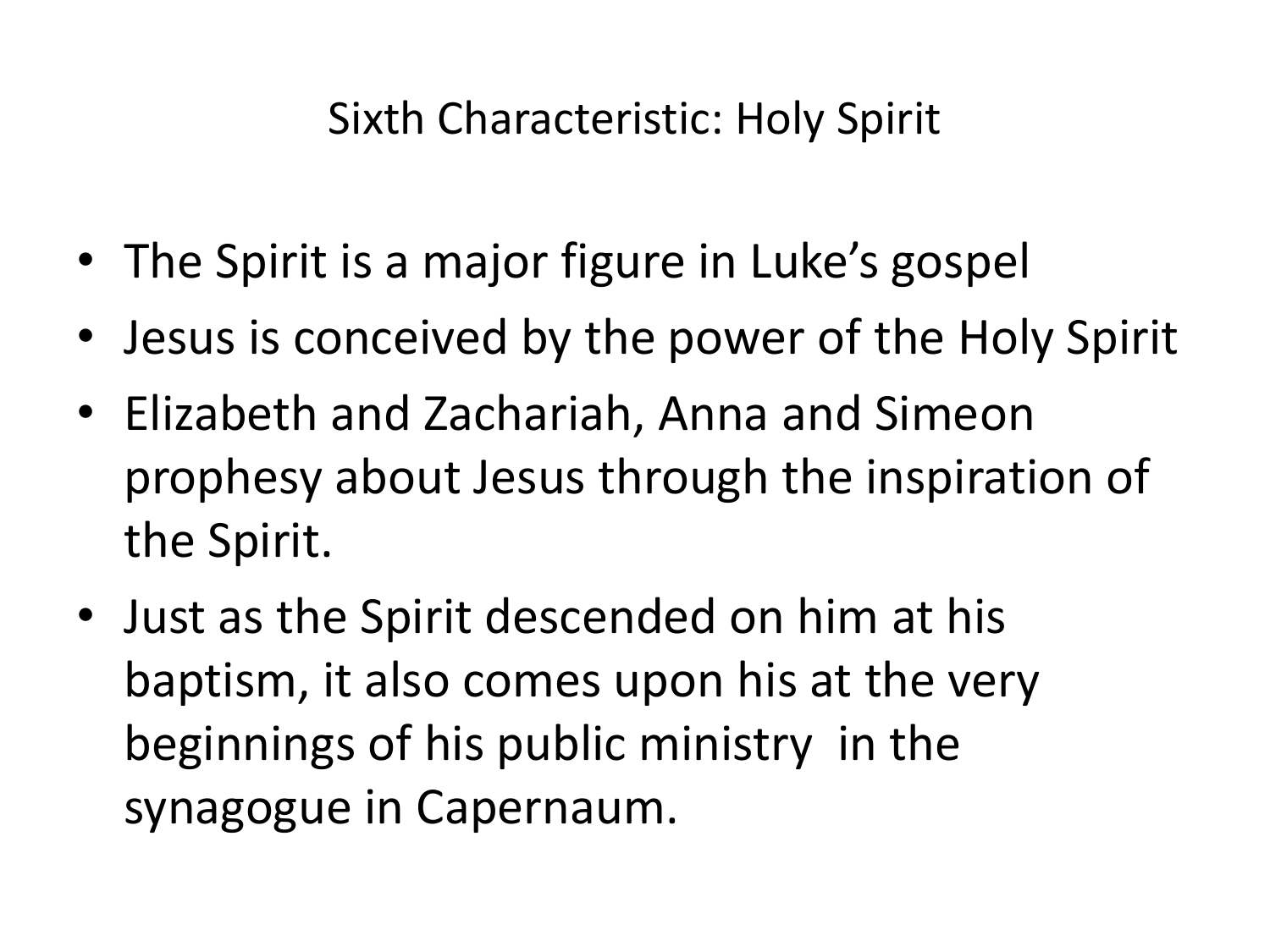## Sixth Characteristic: Holy Spirit

- The Spirit is a major figure in Luke's gospel
- Jesus is conceived by the power of the Holy Spirit
- Elizabeth and Zachariah, Anna and Simeon prophesy about Jesus through the inspiration of the Spirit.
- Just as the Spirit descended on him at his baptism, it also comes upon his at the very beginnings of his public ministry in the synagogue in Capernaum.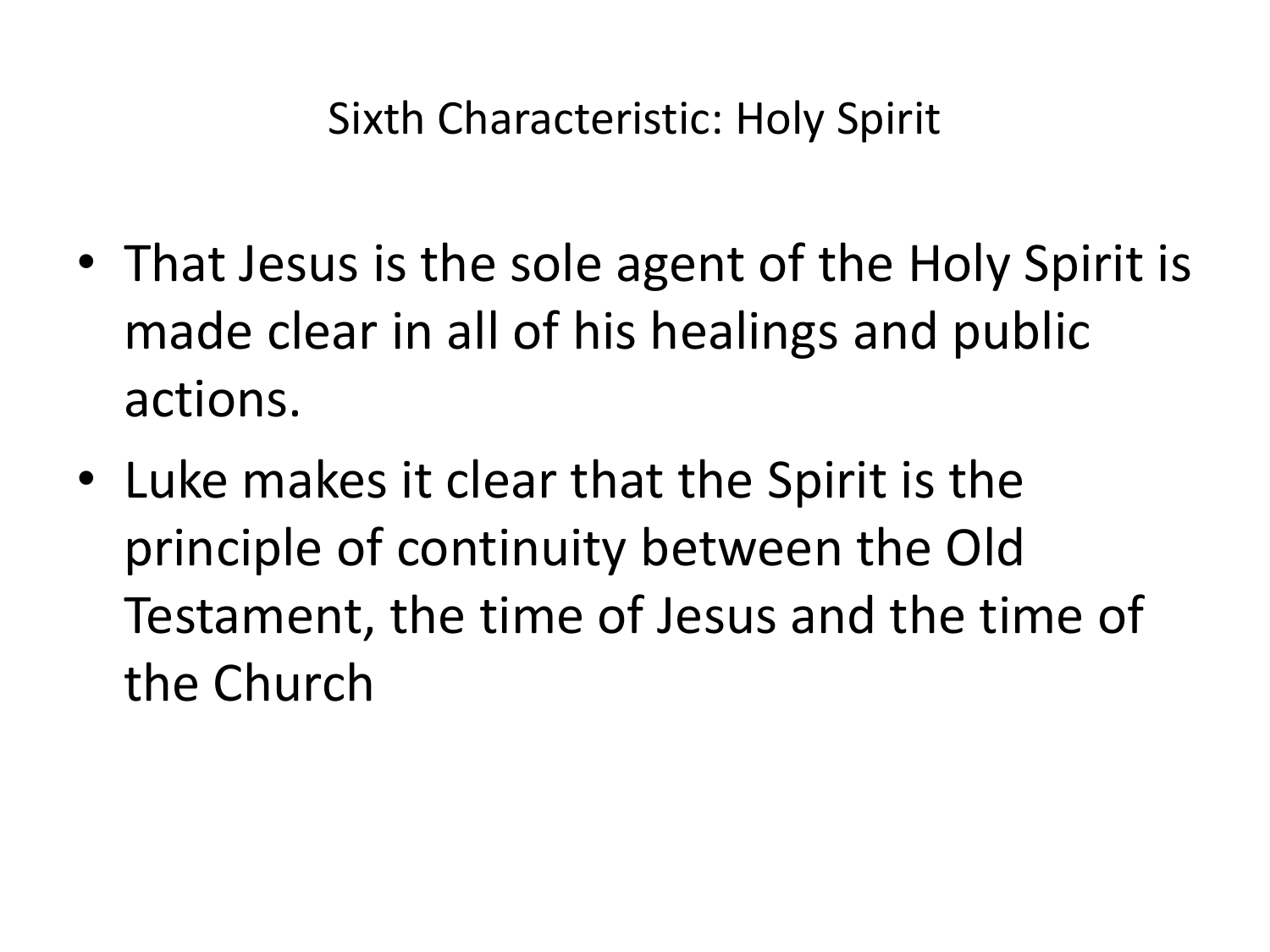## Sixth Characteristic: Holy Spirit

- That Jesus is the sole agent of the Holy Spirit is made clear in all of his healings and public actions.
- Luke makes it clear that the Spirit is the principle of continuity between the Old Testament, the time of Jesus and the time of the Church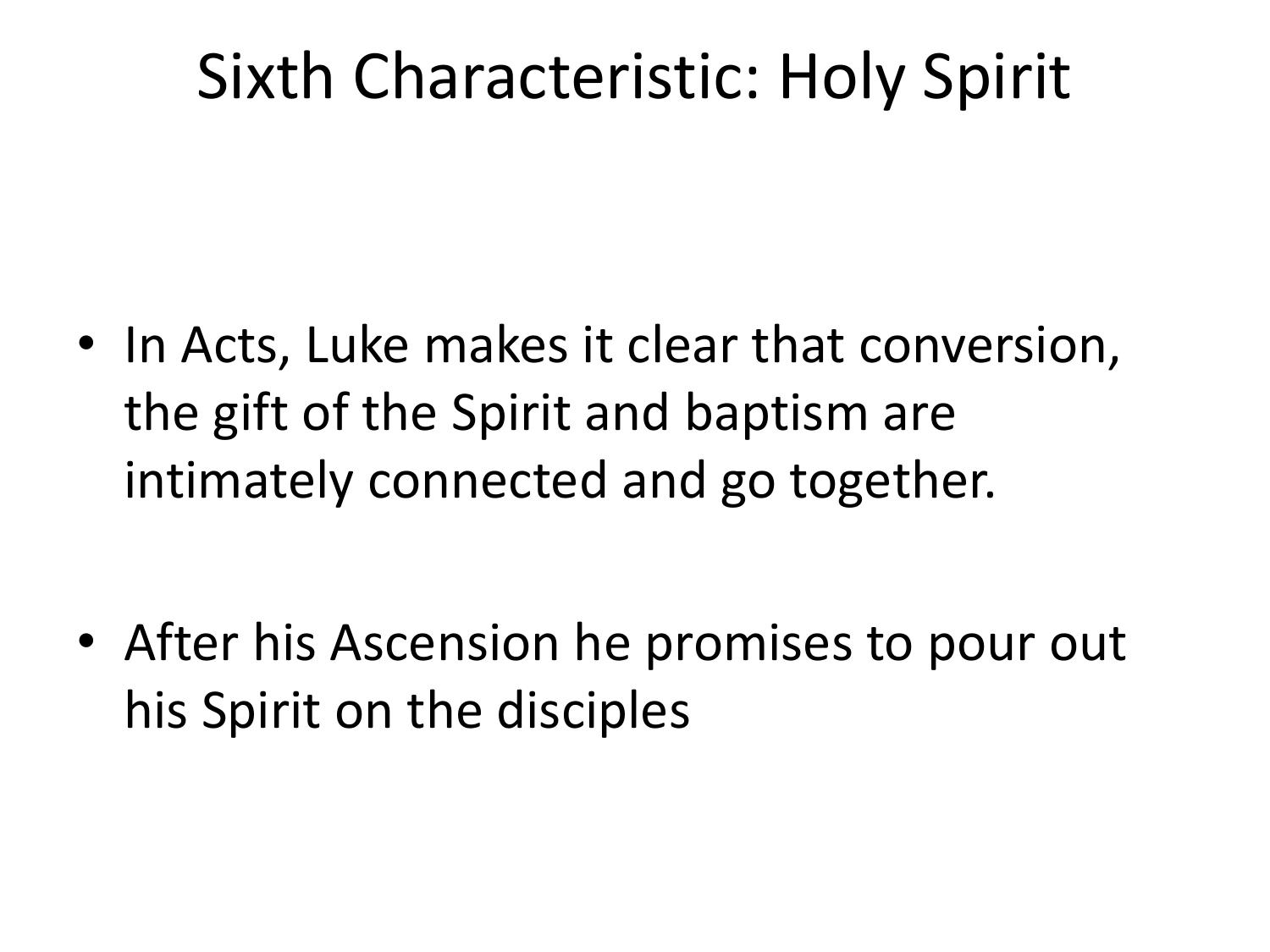# Sixth Characteristic: Holy Spirit

- In Acts, Luke makes it clear that conversion, the gift of the Spirit and baptism are intimately connected and go together.
- After his Ascension he promises to pour out his Spirit on the disciples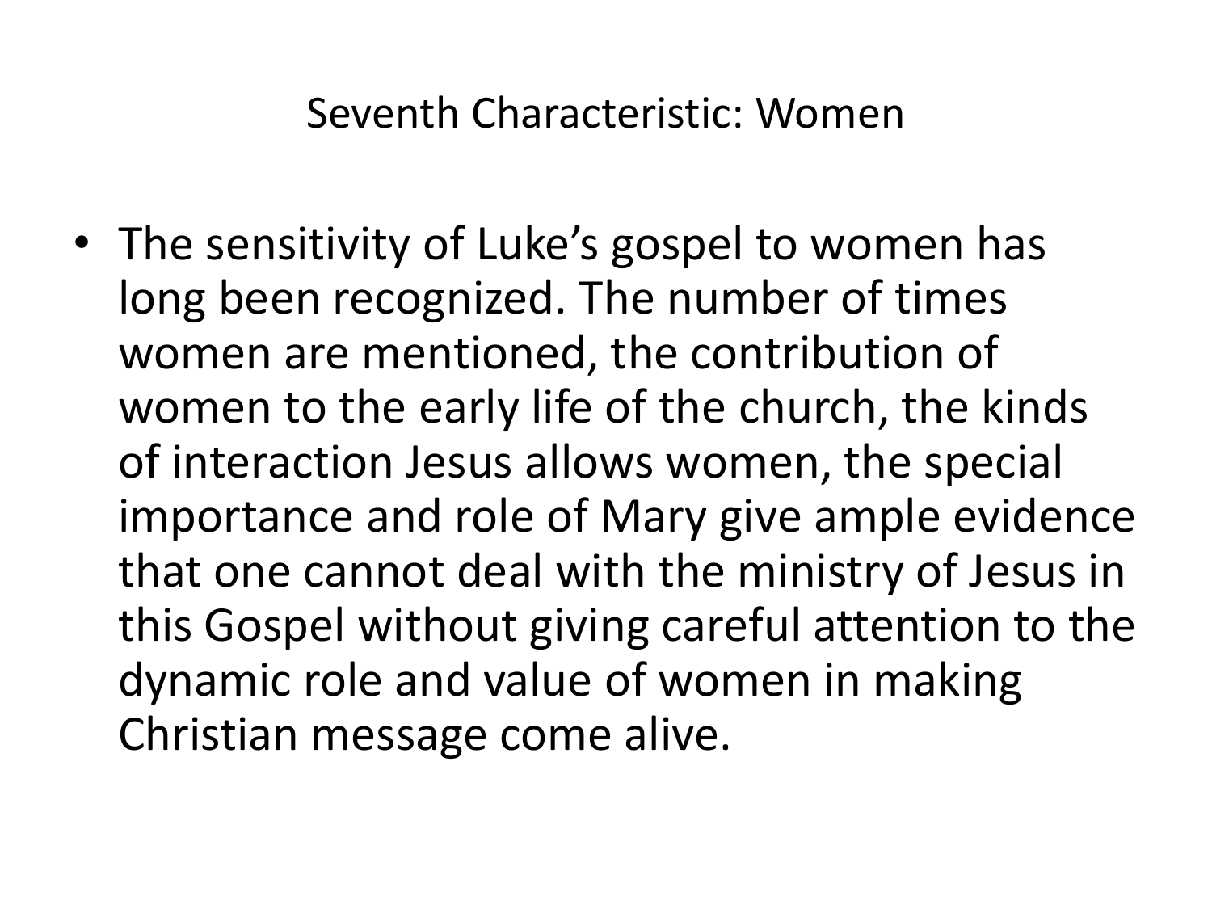## Seventh Characteristic: Women

- The sensitivity of Luke's gospel to women has long been recognized. The number of times women are mentioned, the contribution of women to the early life of the church, the kinds of interaction Jesus allows women, the special importance and role of Mary give ample evidence that one cannot deal with the ministry of Jesus in this Gospel without giving careful attention to the dynamic role and value of women in making Christian message come alive.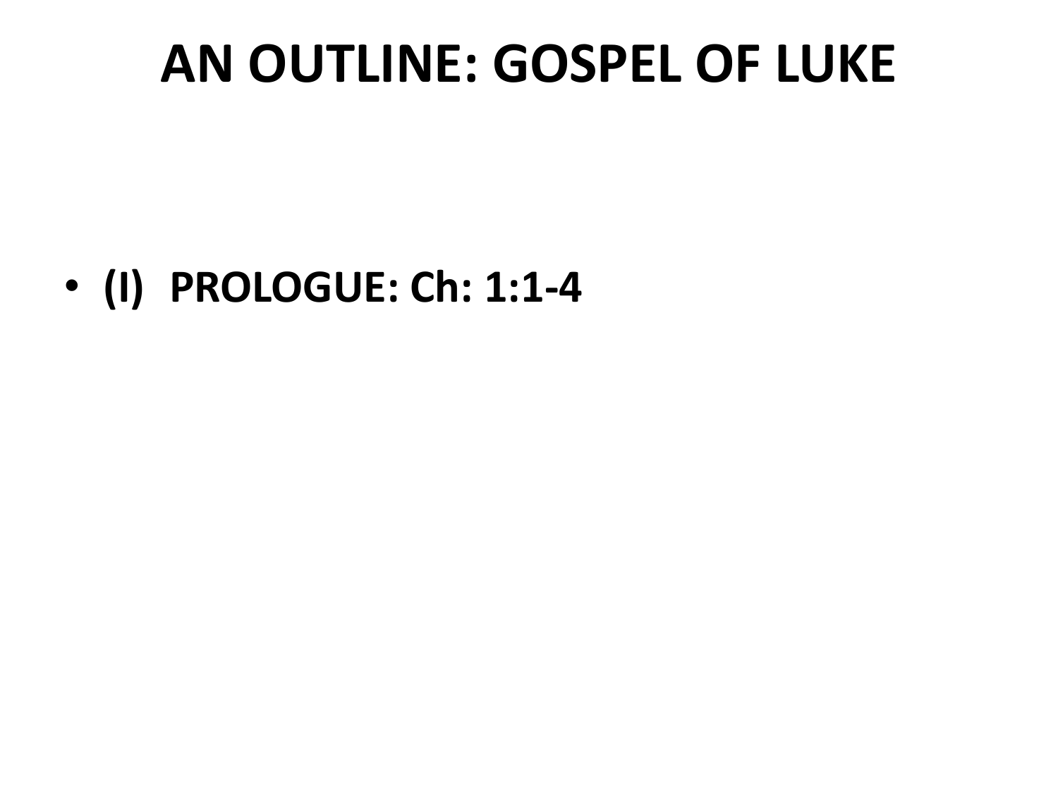# AN OUTLINE: GOSPEL OF LUKE

- **(I) PROLOGUE: Ch: 1:1-4**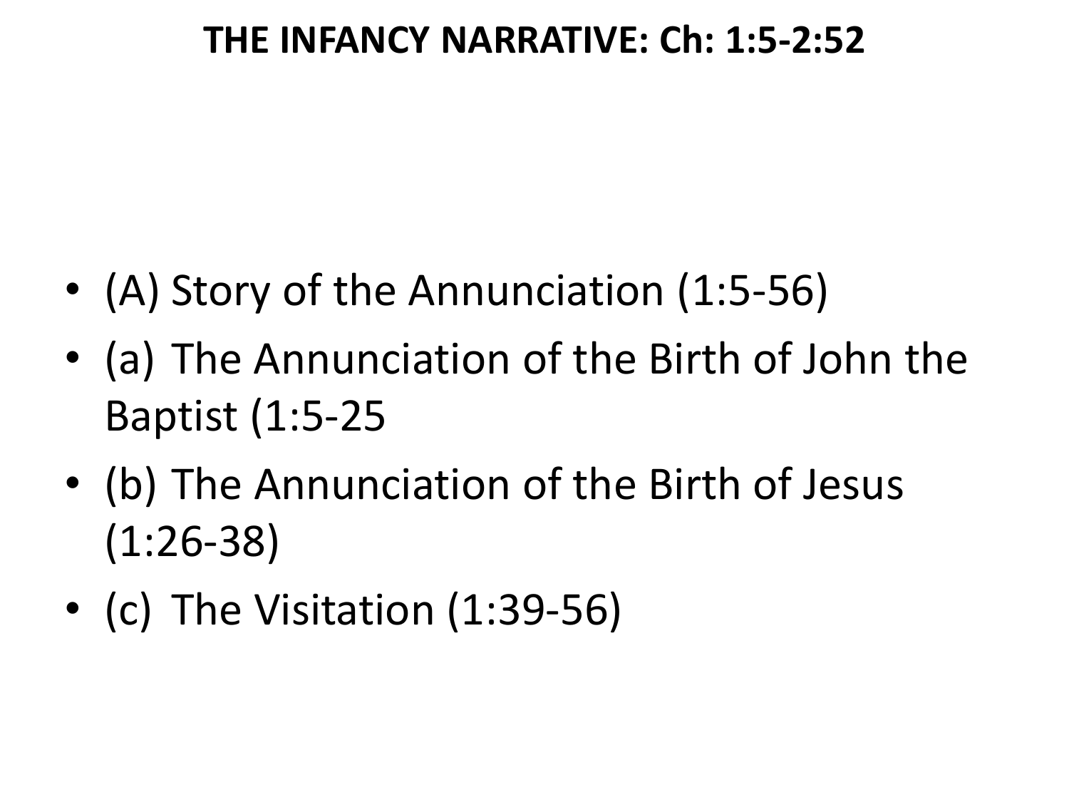# THE INFANCY NARRATIVE: Ch: 1:5-2:52

- (A) Story of the Annunciation (1:5-56)
- (a) The Annunciation of the Birth of John the Baptist (1:5-25
- (b) The Annunciation of the Birth of Jesus (1:26-38)
- (c) The Visitation (1:39-56)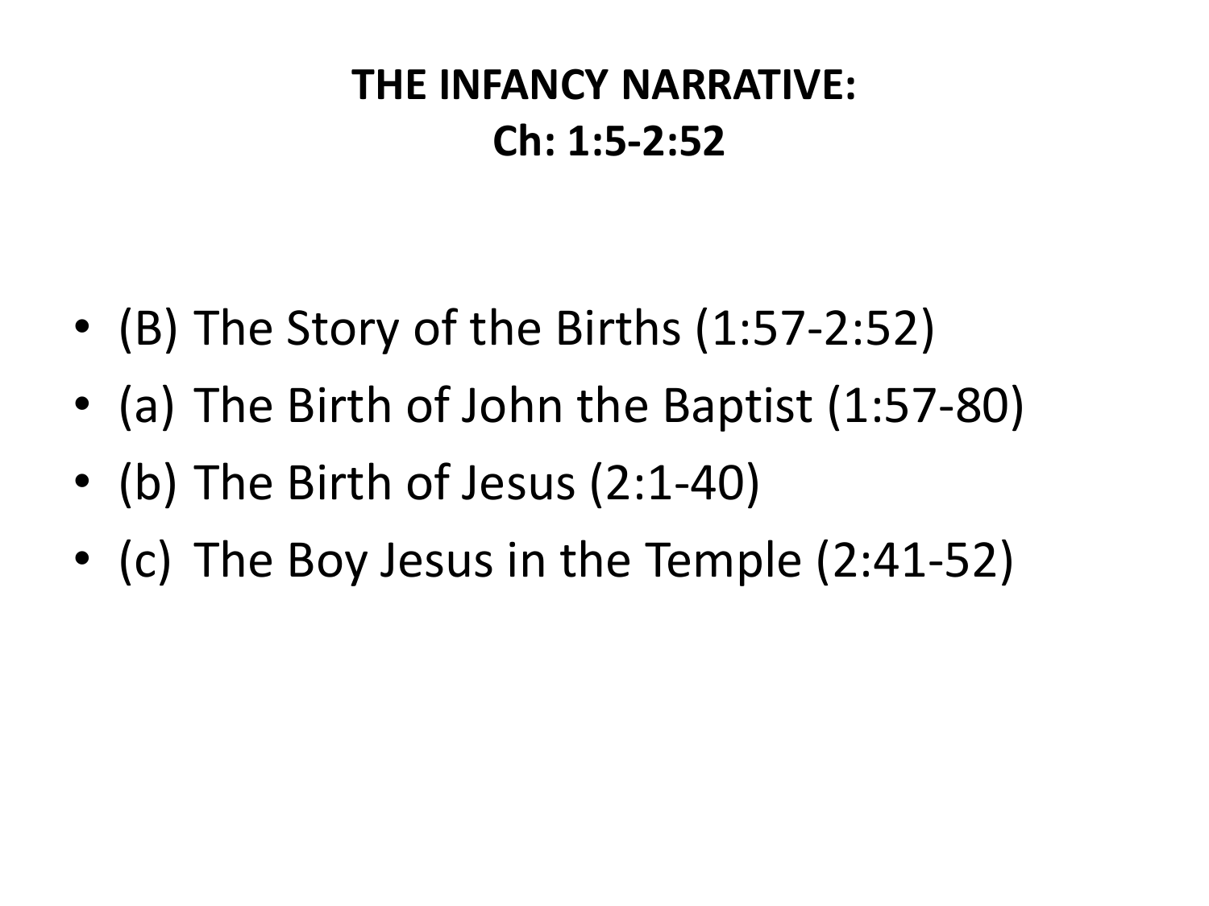# THE INFANCY NARRATIVE:
# Ch: 1:5-2:52

- (B) The Story of the Births (1:57-2:52)
- (a) The Birth of John the Baptist (1:57-80)
- (b) The Birth of Jesus (2:1-40)
- (c) The Boy Jesus in the Temple (2:41-52)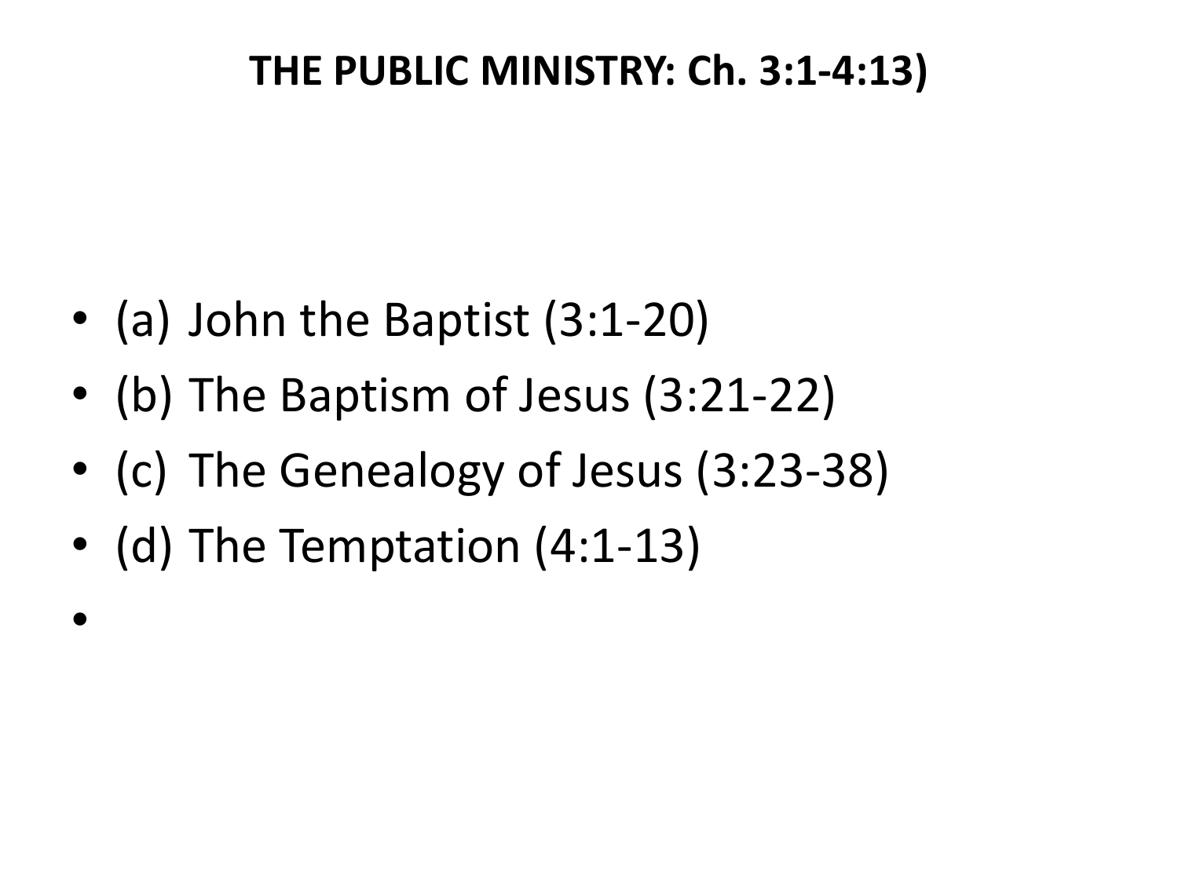# THE PUBLIC MINISTRY: Ch. 3:1-4:13)

- (a) John the Baptist (3:1-20)
- (b) The Baptism of Jesus (3:21-22)
- (c) The Genealogy of Jesus (3:23-38)
- (d) The Temptation (4:1-13)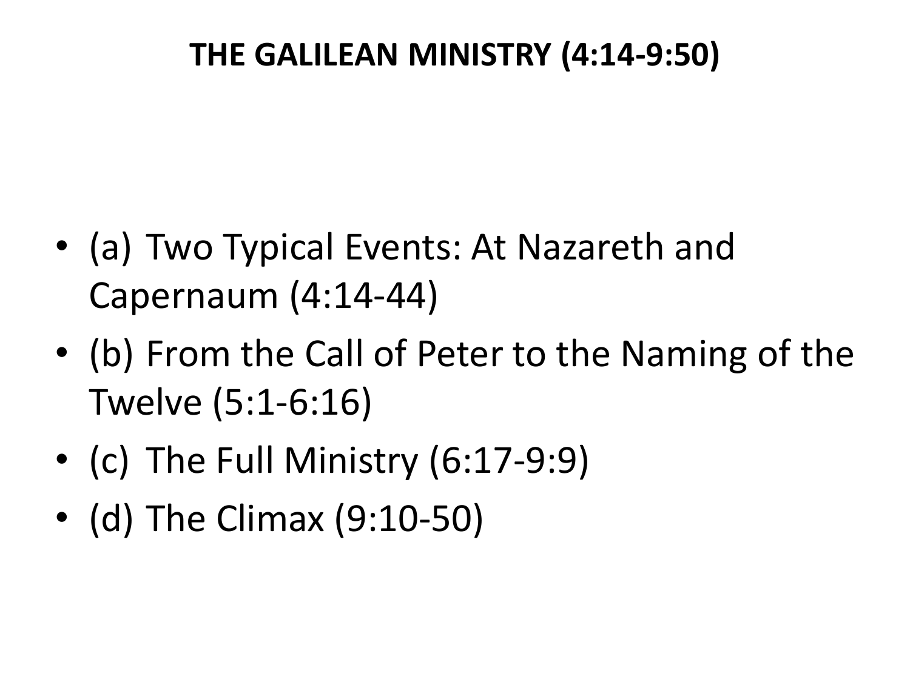# THE GALILEAN MINISTRY (4:14-9:50)

- (a) Two Typical Events: At Nazareth and Capernaum (4:14-44)
- (b) From the Call of Peter to the Naming of the Twelve (5:1-6:16)
- (c) The Full Ministry (6:17-9:9)
- (d) The Climax (9:10-50)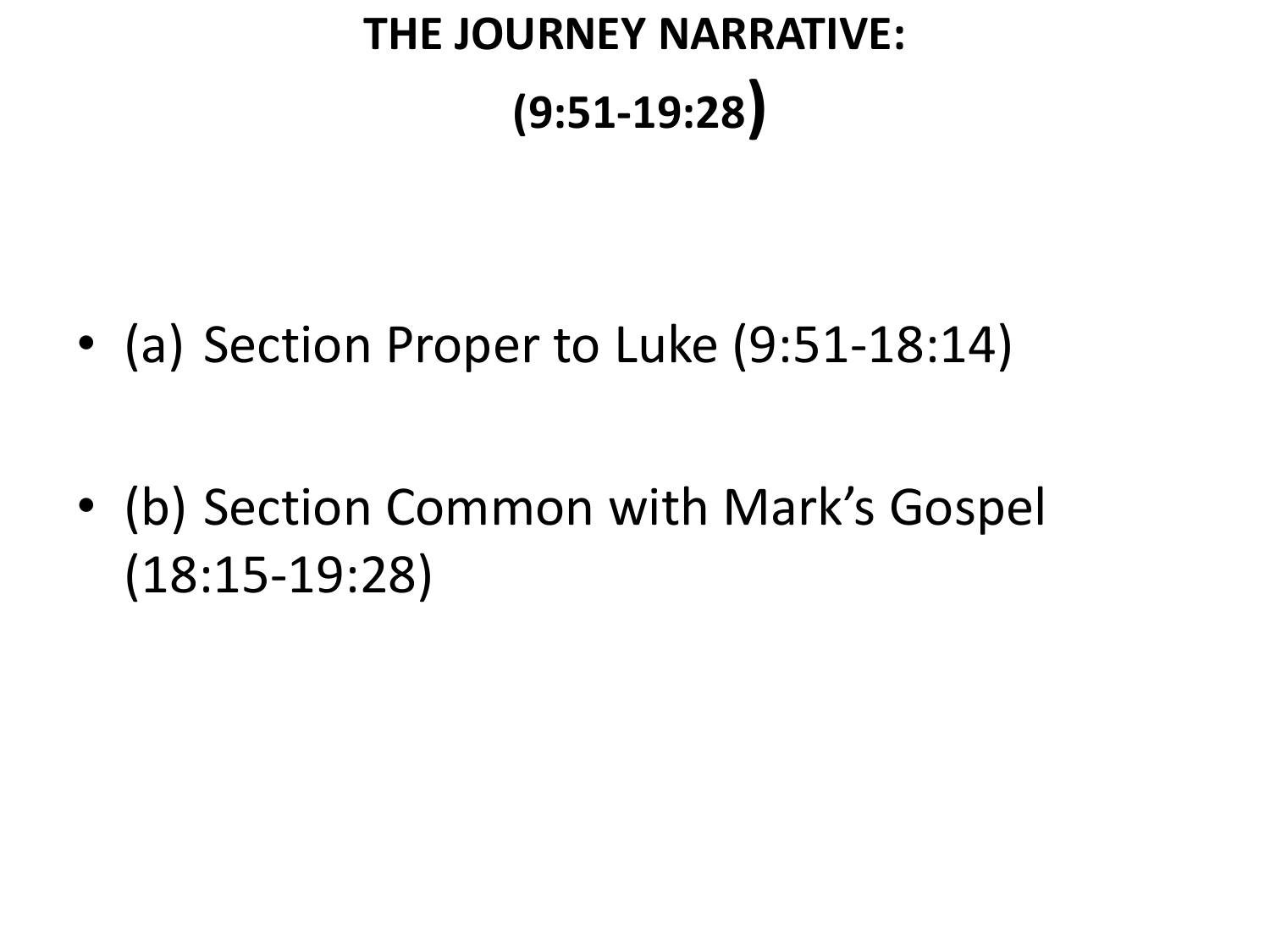# THE JOURNEY NARRATIVE:
# (9:51-19:28)

- (a) Section Proper to Luke (9:51-18:14)
- (b) Section Common with Mark's Gospel (18:15-19:28)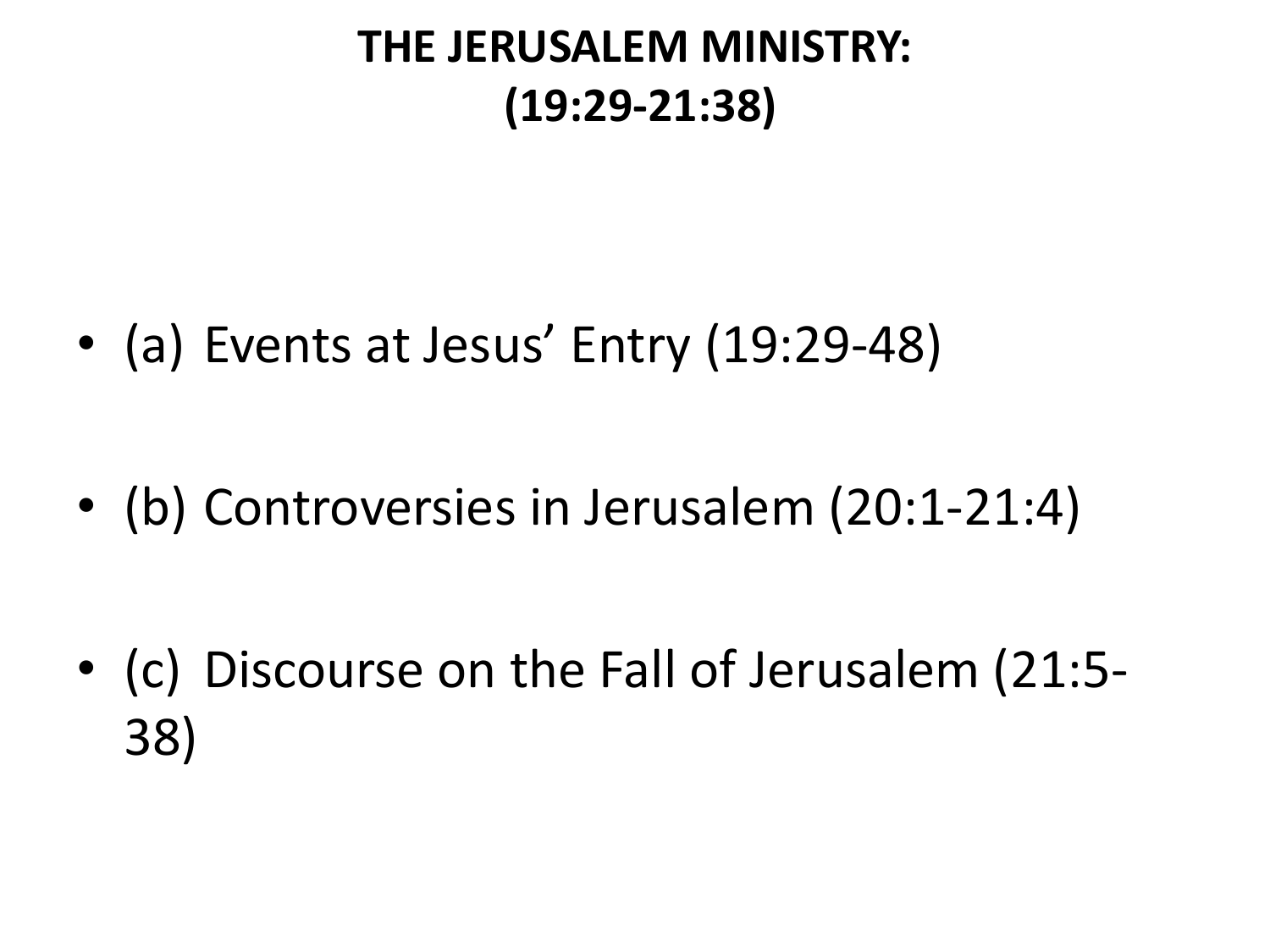# THE JERUSALEM MINISTRY: (19:29-21:38)

- (a) Events at Jesus' Entry (19:29-48)
- (b) Controversies in Jerusalem (20:1-21:4)
- (c) Discourse on the Fall of Jerusalem (21:5-38)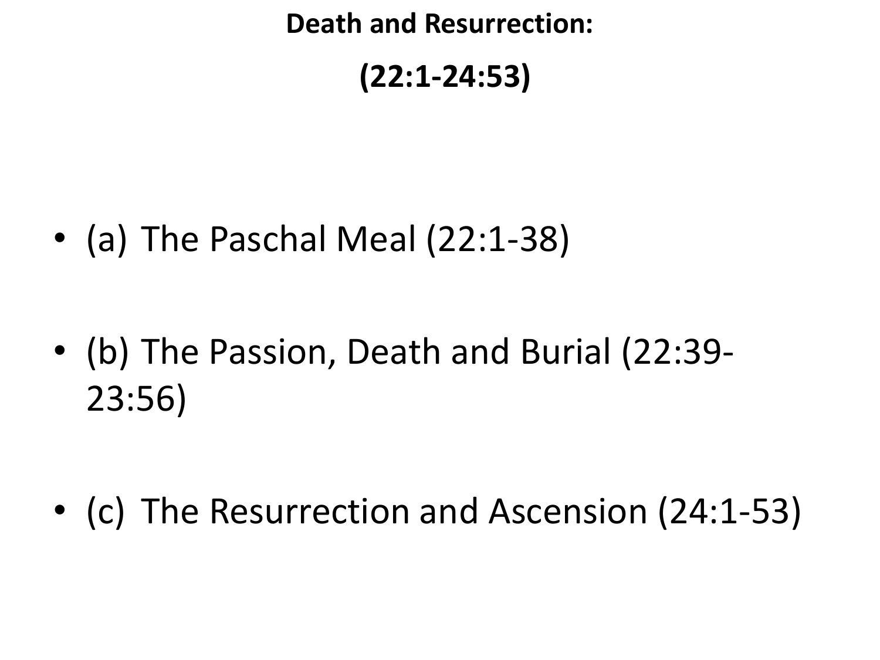**Death and Resurrection:**

**(22:1-24:53)**

- (a) The Paschal Meal (22:1-38)
- (b) The Passion, Death and Burial (22:39-23:56)
- (c) The Resurrection and Ascension (24:1-53)